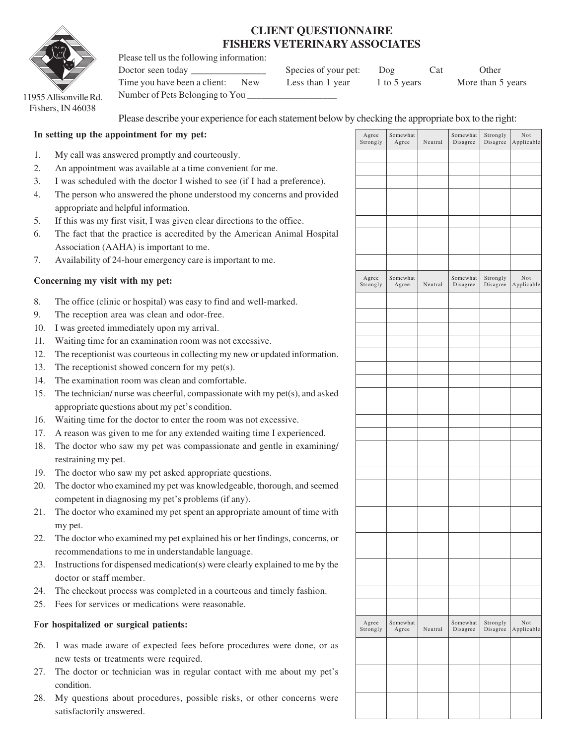# CLIENT QUESTIONNAIRE
# FISHERS VETERINARY ASSOCIATES

11955 Allisonville Rd.
Fishers, IN 46038

Please tell us the following information:

Doctor seen today ________________ Species of your pet: Dog Cat Other

Time you have been a client: New Less than 1 year 1 to 5 years More than 5 years

Number of Pets Belonging to You ___________________

Please describe your experience for each statement below by checking the appropriate box to the right:

| In setting up the appointment for my pet: | Agree Strongly | Somewhat Agree | Neutral | Somewhat Disagree | Strongly Disagree | Not Applicable |
|---|---|---|---|---|---|---|
| 1. My call was answered promptly and courteously. | | | | | | |
| 2. An appointment was available at a time convenient for me. | | | | | | |
| 3. I was scheduled with the doctor I wished to see (if I had a preference). | | | | | | |
| 4. The person who answered the phone understood my concerns and provided appropriate and helpful information. | | | | | | |
| 5. If this was my first visit, I was given clear directions to the office. | | | | | | |
| 6. The fact that the practice is accredited by the American Animal Hospital Association (AAHA) is important to me. | | | | | | |
| 7. Availability of 24-hour emergency care is important to me. | | | | | | |

| Concerning my visit with my pet: | Agree Strongly | Somewhat Agree | Neutral | Somewhat Disagree | Strongly Disagree | Not Applicable |
|---|---|---|---|---|---|---|
| 8. The office (clinic or hospital) was easy to find and well-marked. | | | | | | |
| 9. The reception area was clean and odor-free. | | | | | | |
| 10. I was greeted immediately upon my arrival. | | | | | | |
| 11. Waiting time for an examination room was not excessive. | | | | | | |
| 12. The receptionist was courteous in collecting my new or updated information. | | | | | | |
| 13. The receptionist showed concern for my pet(s). | | | | | | |
| 14. The examination room was clean and comfortable. | | | | | | |
| 15. The technician/ nurse was cheerful, compassionate with my pet(s), and asked appropriate questions about my pet's condition. | | | | | | |
| 16. Waiting time for the doctor to enter the room was not excessive. | | | | | | |
| 17. A reason was given to me for any extended waiting time I experienced. | | | | | | |
| 18. The doctor who saw my pet was compassionate and gentle in examining/ restraining my pet. | | | | | | |
| 19. The doctor who saw my pet asked appropriate questions. | | | | | | |
| 20. The doctor who examined my pet was knowledgeable, thorough, and seemed competent in diagnosing my pet's problems (if any). | | | | | | |
| 21. The doctor who examined my pet spent an appropriate amount of time with my pet. | | | | | | |
| 22. The doctor who examined my pet explained his or her findings, concerns, or recommendations to me in understandable language. | | | | | | |
| 23. Instructions for dispensed medication(s) were clearly explained to me by the doctor or staff member. | | | | | | |
| 24. The checkout process was completed in a courteous and timely fashion. | | | | | | |
| 25. Fees for services or medications were reasonable. | | | | | | |

| For hospitalized or surgical patients: | Agree Strongly | Somewhat Agree | Neutral | Somewhat Disagree | Strongly Disagree | Not Applicable |
|---|---|---|---|---|---|---|
| 26. 1 was made aware of expected fees before procedures were done, or as new tests or treatments were required. | | | | | | |
| 27. The doctor or technician was in regular contact with me about my pet's condition. | | | | | | |
| 28. My questions about procedures, possible risks, or other concerns were satisfactorily answered. | | | | | | |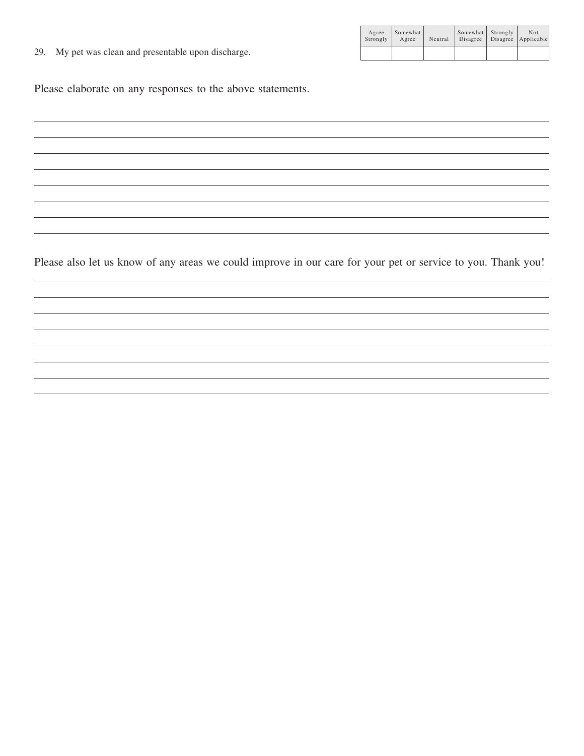| | Agree Strongly | Somewhat Agree | Neutral | Somewhat Disagree | Strongly Disagree | Not Applicable |
|---|---|---|---|---|---|---|
| 29. My pet was clean and presentable upon discharge. | | | | | | |

Please elaborate on any responses to the above statements.

Please also let us know of any areas we could improve in our care for your pet or service to you. Thank you!